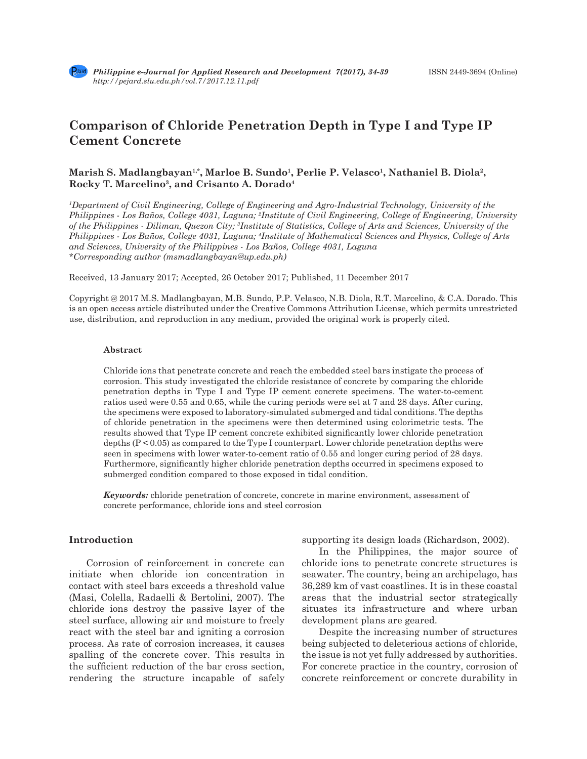# Comparison of Chloride Penetration Depth in Type I and Type IP Cement Concrete

**Marish S. Madlangbayan[1,*], Marloe B. Sundo[1], Perlie P. Velasco[1], Nathaniel B. Diola[2], Rocky T. Marcelino[3], and Crisanto A. Dorado[4]**

*[1]Department of Civil Engineering, College of Engineering and Agro-Industrial Technology, University of the Philippines - Los Baños, College 4031, Laguna; [2]Institute of Civil Engineering, College of Engineering, University of the Philippines - Diliman, Quezon City; [3]Institute of Statistics, College of Arts and Sciences, University of the Philippines - Los Baños, College 4031, Laguna; [4]Institute of Mathematical Sciences and Physics, College of Arts and Sciences, University of the Philippines - Los Baños, College 4031, Laguna*
*\*Corresponding author (msmadlangbayan@up.edu.ph)*

Received, 13 January 2017; Accepted, 26 October 2017; Published, 11 December 2017

Copyright @ 2017 M.S. Madlangbayan, M.B. Sundo, P.P. Velasco, N.B. Diola, R.T. Marcelino, & C.A. Dorado. This is an open access article distributed under the Creative Commons Attribution License, which permits unrestricted use, distribution, and reproduction in any medium, provided the original work is properly cited.

### Abstract

Chloride ions that penetrate concrete and reach the embedded steel bars instigate the process of corrosion. This study investigated the chloride resistance of concrete by comparing the chloride penetration depths in Type I and Type IP cement concrete specimens. The water-to-cement ratios used were 0.55 and 0.65, while the curing periods were set at 7 and 28 days. After curing, the specimens were exposed to laboratory-simulated submerged and tidal conditions. The depths of chloride penetration in the specimens were then determined using colorimetric tests. The results showed that Type IP cement concrete exhibited significantly lower chloride penetration depths ($P < 0.05$) as compared to the Type I counterpart. Lower chloride penetration depths were seen in specimens with lower water-to-cement ratio of 0.55 and longer curing period of 28 days. Furthermore, significantly higher chloride penetration depths occurred in specimens exposed to submerged condition compared to those exposed in tidal condition.

***Keywords:*** chloride penetration of concrete, concrete in marine environment, assessment of concrete performance, chloride ions and steel corrosion

## Introduction

Corrosion of reinforcement in concrete can initiate when chloride ion concentration in contact with steel bars exceeds a threshold value (Masi, Colella, Radaelli & Bertolini, 2007). The chloride ions destroy the passive layer of the steel surface, allowing air and moisture to freely react with the steel bar and igniting a corrosion process. As rate of corrosion increases, it causes spalling of the concrete cover. This results in the sufficient reduction of the bar cross section, rendering the structure incapable of safely supporting its design loads (Richardson, 2002).

In the Philippines, the major source of chloride ions to penetrate concrete structures is seawater. The country, being an archipelago, has 36,289 km of vast coastlines. It is in these coastal areas that the industrial sector strategically situates its infrastructure and where urban development plans are geared.

Despite the increasing number of structures being subjected to deleterious actions of chloride, the issue is not yet fully addressed by authorities. For concrete practice in the country, corrosion of concrete reinforcement or concrete durability in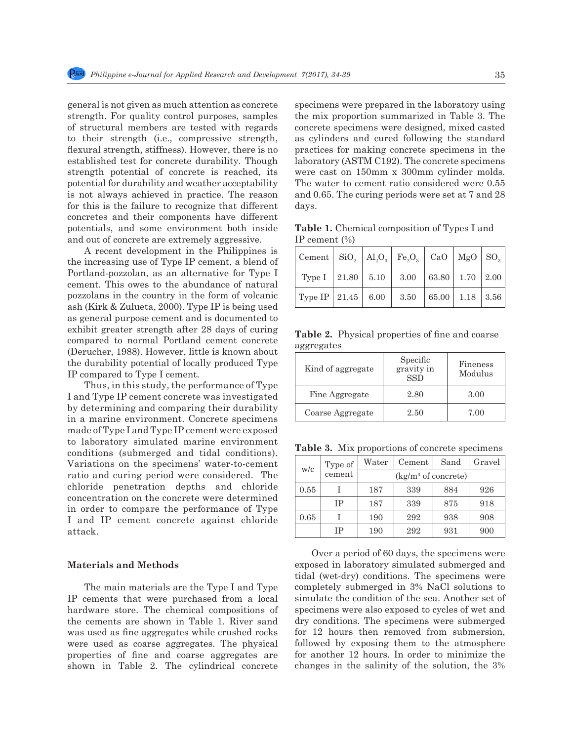general is not given as much attention as concrete strength. For quality control purposes, samples of structural members are tested with regards to their strength (i.e., compressive strength, flexural strength, stiffness). However, there is no established test for concrete durability. Though strength potential of concrete is reached, its potential for durability and weather acceptability is not always achieved in practice. The reason for this is the failure to recognize that different concretes and their components have different potentials, and some environment both inside and out of concrete are extremely aggressive.

A recent development in the Philippines is the increasing use of Type IP cement, a blend of Portland-pozzolan, as an alternative for Type I cement. This owes to the abundance of natural pozzolans in the country in the form of volcanic ash (Kirk & Zulueta, 2000). Type IP is being used as general purpose cement and is documented to exhibit greater strength after 28 days of curing compared to normal Portland cement concrete (Derucher, 1988). However, little is known about the durability potential of locally produced Type IP compared to Type I cement.

Thus, in this study, the performance of Type I and Type IP cement concrete was investigated by determining and comparing their durability in a marine environment. Concrete specimens made of Type I and Type IP cement were exposed to laboratory simulated marine environment conditions (submerged and tidal conditions). Variations on the specimens' water-to-cement ratio and curing period were considered. The chloride penetration depths and chloride concentration on the concrete were determined in order to compare the performance of Type I and IP cement concrete against chloride attack.

## Materials and Methods

The main materials are the Type I and Type IP cements that were purchased from a local hardware store. The chemical compositions of the cements are shown in Table 1. River sand was used as fine aggregates while crushed rocks were used as coarse aggregates. The physical properties of fine and coarse aggregates are shown in Table 2. The cylindrical concrete specimens were prepared in the laboratory using the mix proportion summarized in Table 3. The concrete specimens were designed, mixed casted as cylinders and cured following the standard practices for making concrete specimens in the laboratory (ASTM C192). The concrete specimens were cast on 150mm x 300mm cylinder molds. The water to cement ratio considered were 0.55 and 0.65. The curing periods were set at 7 and 28 days.

**Table 1.** Chemical composition of Types I and IP cement (%)

| Cement | $SiO_2$ | $Al_2O_3$ | $Fe_2O_3$ | CaO | MgO | $SO_3$ |
|---|---|---|---|---|---|---|
| Type I | 21.80 | 5.10 | 3.00 | 63.80 | 1.70 | 2.00 |
| Type IP | 21.45 | 6.00 | 3.50 | 65.00 | 1.18 | 3.56 |

**Table 2.** Physical properties of fine and coarse aggregates

| Kind of aggregate | Specific gravity in SSD | Fineness Modulus |
|---|---|---|
| Fine Aggregate | 2.80 | 3.00 |
| Coarse Aggregate | 2.50 | 7.00 |

**Table 3.** Mix proportions of concrete specimens

| w/c | Type of cement | Water | Cement | Sand | Gravel |
|---|---|---|---|---|---|
| | | (kg/m³ of concrete) | | | |
| 0.55 | I | 187 | 339 | 884 | 926 |
| | IP | 187 | 339 | 875 | 918 |
| 0.65 | I | 190 | 292 | 938 | 908 |
| | IP | 190 | 292 | 931 | 900 |

Over a period of 60 days, the specimens were exposed in laboratory simulated submerged and tidal (wet-dry) conditions. The specimens were completely submerged in 3% NaCl solutions to simulate the condition of the sea. Another set of specimens were also exposed to cycles of wet and dry conditions. The specimens were submerged for 12 hours then removed from submersion, followed by exposing them to the atmosphere for another 12 hours. In order to minimize the changes in the salinity of the solution, the 3%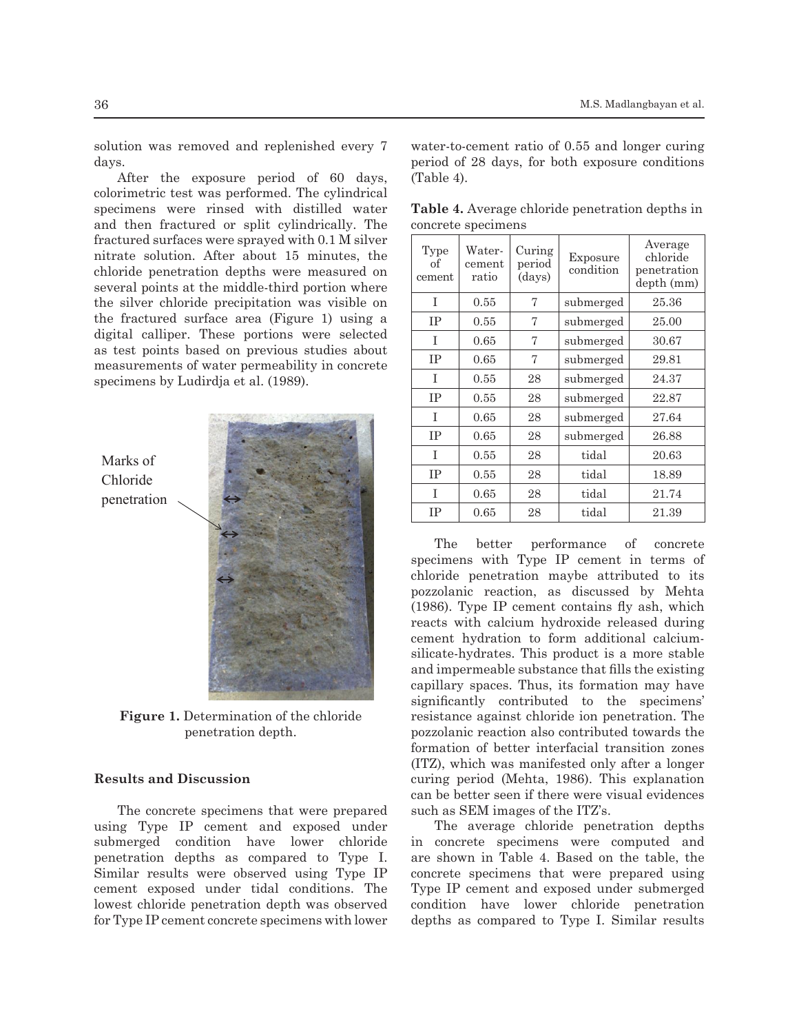solution was removed and replenished every 7 days.

After the exposure period of 60 days, colorimetric test was performed. The cylindrical specimens were rinsed with distilled water and then fractured or split cylindrically. The fractured surfaces were sprayed with 0.1 M silver nitrate solution. After about 15 minutes, the chloride penetration depths were measured on several points at the middle-third portion where the silver chloride precipitation was visible on the fractured surface area (Figure 1) using a digital calliper. These portions were selected as test points based on previous studies about measurements of water permeability in concrete specimens by Ludirdja et al. (1989).

Marks of Chloride penetration

**Figure 1.** Determination of the chloride penetration depth.

## Results and Discussion

The concrete specimens that were prepared using Type IP cement and exposed under submerged condition have lower chloride penetration depths as compared to Type I. Similar results were observed using Type IP cement exposed under tidal conditions. The lowest chloride penetration depth was observed for Type IP cement concrete specimens with lower water-to-cement ratio of 0.55 and longer curing period of 28 days, for both exposure conditions (Table 4).

**Table 4.** Average chloride penetration depths in concrete specimens

| Type of cement | Water-cement ratio | Curing period (days) | Exposure condition | Average chloride penetration depth (mm) |
|---|---|---|---|---|
| I | 0.55 | 7 | submerged | 25.36 |
| IP | 0.55 | 7 | submerged | 25.00 |
| I | 0.65 | 7 | submerged | 30.67 |
| IP | 0.65 | 7 | submerged | 29.81 |
| I | 0.55 | 28 | submerged | 24.37 |
| IP | 0.55 | 28 | submerged | 22.87 |
| I | 0.65 | 28 | submerged | 27.64 |
| IP | 0.65 | 28 | submerged | 26.88 |
| I | 0.55 | 28 | tidal | 20.63 |
| IP | 0.55 | 28 | tidal | 18.89 |
| I | 0.65 | 28 | tidal | 21.74 |
| IP | 0.65 | 28 | tidal | 21.39 |

The better performance of concrete specimens with Type IP cement in terms of chloride penetration maybe attributed to its pozzolanic reaction, as discussed by Mehta (1986). Type IP cement contains fly ash, which reacts with calcium hydroxide released during cement hydration to form additional calcium-silicate-hydrates. This product is a more stable and impermeable substance that fills the existing capillary spaces. Thus, its formation may have significantly contributed to the specimens' resistance against chloride ion penetration. The pozzolanic reaction also contributed towards the formation of better interfacial transition zones (ITZ), which was manifested only after a longer curing period (Mehta, 1986). This explanation can be better seen if there were visual evidences such as SEM images of the ITZ's.

The average chloride penetration depths in concrete specimens were computed and are shown in Table 4. Based on the table, the concrete specimens that were prepared using Type IP cement and exposed under submerged condition have lower chloride penetration depths as compared to Type I. Similar results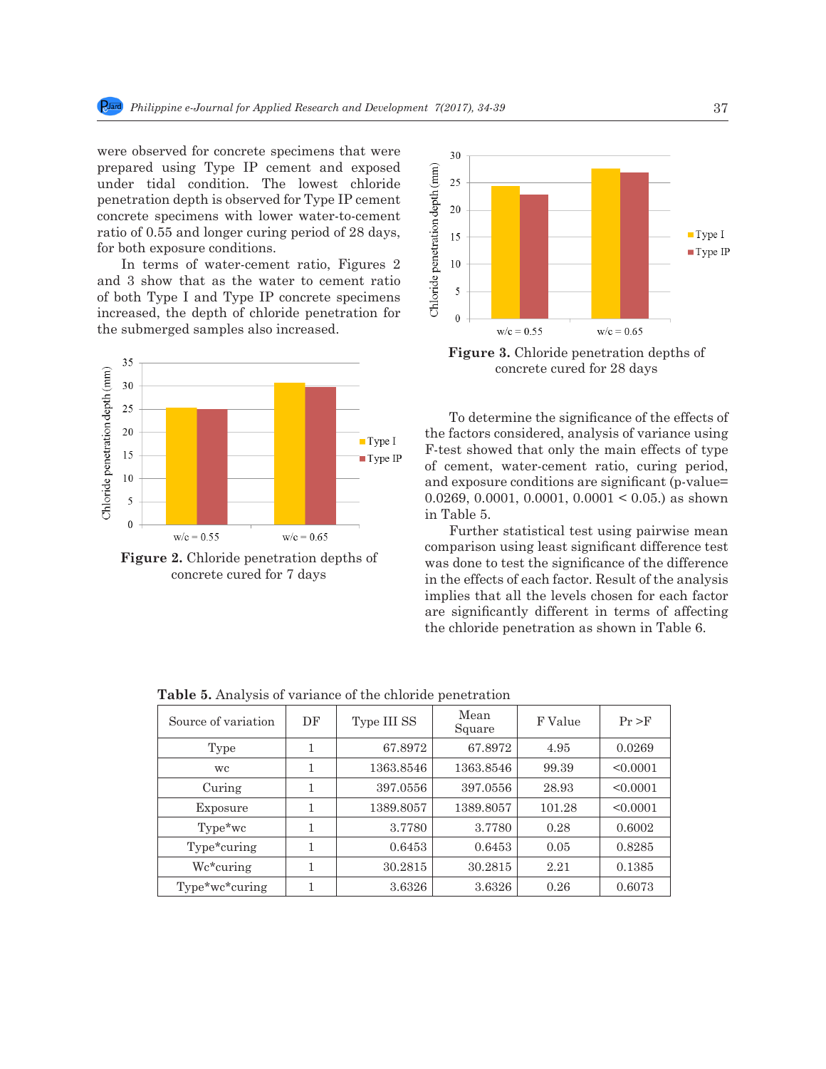were observed for concrete specimens that were prepared using Type IP cement and exposed under tidal condition. The lowest chloride penetration depth is observed for Type IP cement concrete specimens with lower water-to-cement ratio of 0.55 and longer curing period of 28 days, for both exposure conditions.

In terms of water-cement ratio, Figures 2 and 3 show that as the water to cement ratio of both Type I and Type IP concrete specimens increased, the depth of chloride penetration for the submerged samples also increased.

**Figure 2.** Chloride penetration depths of concrete cured for 7 days

**Figure 3.** Chloride penetration depths of concrete cured for 28 days

To determine the significance of the effects of the factors considered, analysis of variance using F-test showed that only the main effects of type of cement, water-cement ratio, curing period, and exposure conditions are significant (p-value= 0.0269, 0.0001, 0.0001, 0.0001 < 0.05.) as shown in Table 5.

Further statistical test using pairwise mean comparison using least significant difference test was done to test the significance of the difference in the effects of each factor. Result of the analysis implies that all the levels chosen for each factor are significantly different in terms of affecting the chloride penetration as shown in Table 6.

**Table 5.** Analysis of variance of the chloride penetration

| Source of variation | DF | Type III SS | Mean Square | F Value | Pr >F |
|---|---|---|---|---|---|
| Type | 1 | 67.8972 | 67.8972 | 4.95 | 0.0269 |
| wc | 1 | 1363.8546 | 1363.8546 | 99.39 | <0.0001 |
| Curing | 1 | 397.0556 | 397.0556 | 28.93 | <0.0001 |
| Exposure | 1 | 1389.8057 | 1389.8057 | 101.28 | <0.0001 |
| Type*wc | 1 | 3.7780 | 3.7780 | 0.28 | 0.6002 |
| Type*curing | 1 | 0.6453 | 0.6453 | 0.05 | 0.8285 |
| Wc*curing | 1 | 30.2815 | 30.2815 | 2.21 | 0.1385 |
| Type*wc*curing | 1 | 3.6326 | 3.6326 | 0.26 | 0.6073 |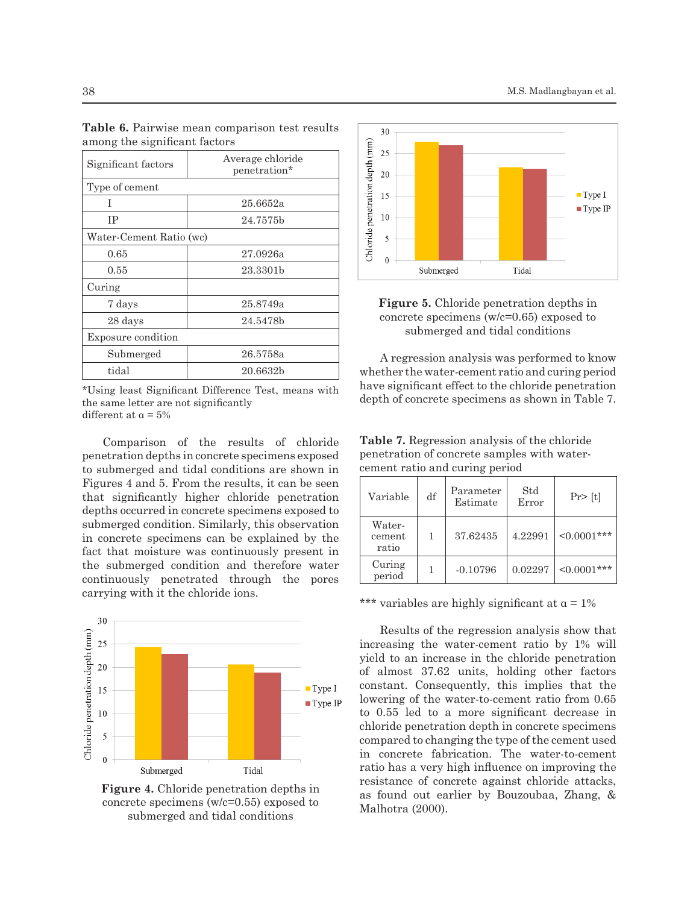**Table 6.** Pairwise mean comparison test results among the significant factors

| Significant factors | Average chloride penetration* |
|---|---|
| Type of cement | |
| I | 25.6652a |
| IP | 24.7575b |
| Water-Cement Ratio (wc) | |
| 0.65 | 27.0926a |
| 0.55 | 23.3301b |
| Curing | |
| 7 days | 25.8749a |
| 28 days | 24.5478b |
| Exposure condition | |
| Submerged | 26.5758a |
| tidal | 20.6632b |

*Using least Significant Difference Test, means with the same letter are not significantly different at α = 5%

Comparison of the results of chloride penetration depths in concrete specimens exposed to submerged and tidal conditions are shown in Figures 4 and 5. From the results, it can be seen that significantly higher chloride penetration depths occurred in concrete specimens exposed to submerged condition. Similarly, this observation in concrete specimens can be explained by the fact that moisture was continuously present in the submerged condition and therefore water continuously penetrated through the pores carrying with it the chloride ions.

**Figure 4.** Chloride penetration depths in concrete specimens (w/c=0.55) exposed to submerged and tidal conditions

**Figure 5.** Chloride penetration depths in concrete specimens (w/c=0.65) exposed to submerged and tidal conditions

A regression analysis was performed to know whether the water-cement ratio and curing period have significant effect to the chloride penetration depth of concrete specimens as shown in Table 7.

**Table 7.** Regression analysis of the chloride penetration of concrete samples with water-cement ratio and curing period

| Variable | df | Parameter Estimate | Std Error | Pr> [t] |
|---|---|---|---|---|
| Water-cement ratio | 1 | 37.62435 | 4.22991 | <0.0001*** |
| Curing period | 1 | -0.10796 | 0.02297 | <0.0001*** |

*** variables are highly significant at α = 1%

Results of the regression analysis show that increasing the water-cement ratio by 1% will yield to an increase in the chloride penetration of almost 37.62 units, holding other factors constant. Consequently, this implies that the lowering of the water-to-cement ratio from 0.65 to 0.55 led to a more significant decrease in chloride penetration depth in concrete specimens compared to changing the type of the cement used in concrete fabrication. The water-to-cement ratio has a very high influence on improving the resistance of concrete against chloride attacks, as found out earlier by Bouzoubaa, Zhang, & Malhotra (2000).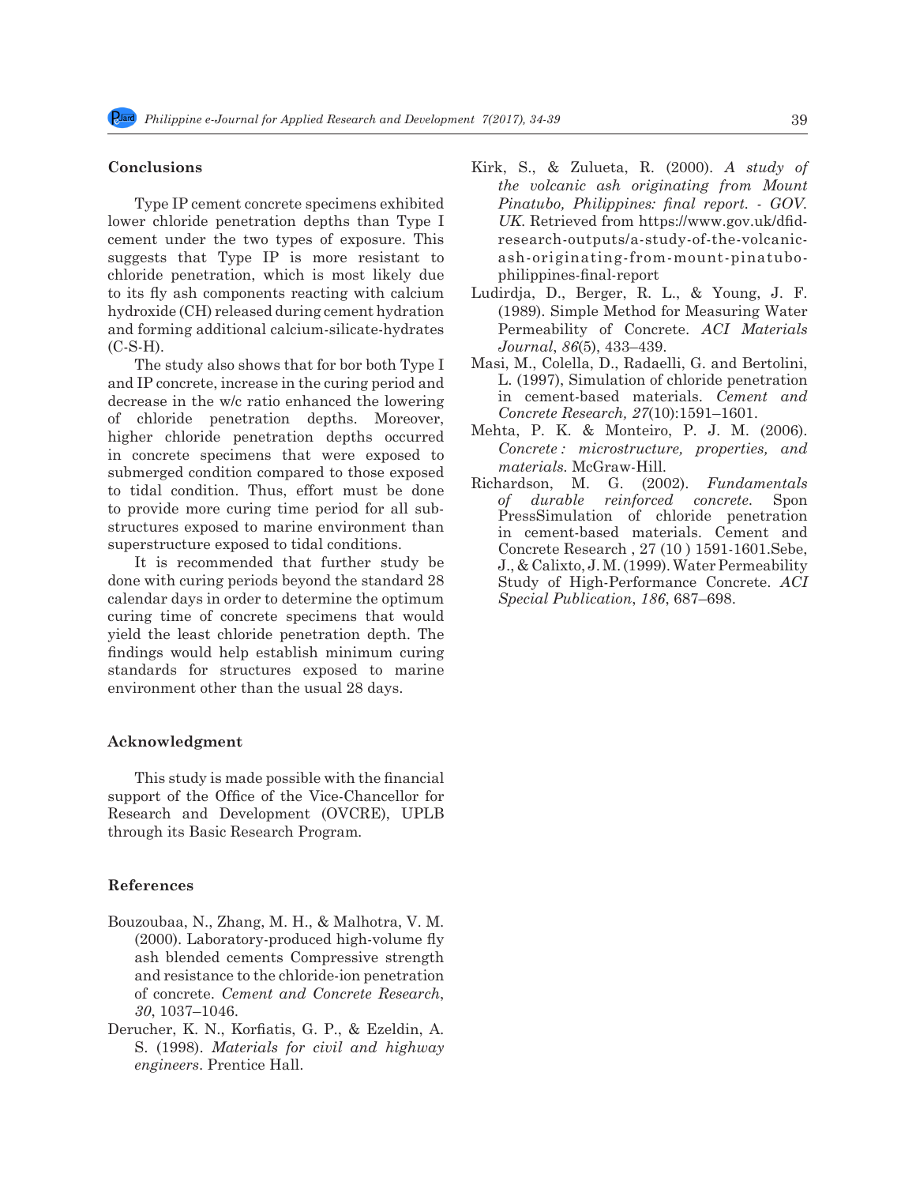## Conclusions

Type IP cement concrete specimens exhibited lower chloride penetration depths than Type I cement under the two types of exposure. This suggests that Type IP is more resistant to chloride penetration, which is most likely due to its fly ash components reacting with calcium hydroxide (CH) released during cement hydration and forming additional calcium-silicate-hydrates (C-S-H).

The study also shows that for bor both Type I and IP concrete, increase in the curing period and decrease in the w/c ratio enhanced the lowering of chloride penetration depths. Moreover, higher chloride penetration depths occurred in concrete specimens that were exposed to submerged condition compared to those exposed to tidal condition. Thus, effort must be done to provide more curing time period for all sub-structures exposed to marine environment than superstructure exposed to tidal conditions.

It is recommended that further study be done with curing periods beyond the standard 28 calendar days in order to determine the optimum curing time of concrete specimens that would yield the least chloride penetration depth. The findings would help establish minimum curing standards for structures exposed to marine environment other than the usual 28 days.

## Acknowledgment

This study is made possible with the financial support of the Office of the Vice-Chancellor for Research and Development (OVCRE), UPLB through its Basic Research Program.

## References

Bouzoubaa, N., Zhang, M. H., & Malhotra, V. M. (2000). Laboratory-produced high-volume fly ash blended cements Compressive strength and resistance to the chloride-ion penetration of concrete. *Cement and Concrete Research*, *30*, 1037–1046.

Derucher, K. N., Korfiatis, G. P., & Ezeldin, A. S. (1998). *Materials for civil and highway engineers*. Prentice Hall.

Kirk, S., & Zulueta, R. (2000). *A study of the volcanic ash originating from Mount Pinatubo, Philippines: final report. - GOV. UK*. Retrieved from https://www.gov.uk/dfid-research-outputs/a-study-of-the-volcanic-ash-originating-from-mount-pinatubo-philippines-final-report

Ludirdja, D., Berger, R. L., & Young, J. F. (1989). Simple Method for Measuring Water Permeability of Concrete. *ACI Materials Journal*, *86*(5), 433–439.

Masi, M., Colella, D., Radaelli, G. and Bertolini, L. (1997), Simulation of chloride penetration in cement-based materials. *Cement and Concrete Research, 27*(10):1591–1601.

Mehta, P. K. & Monteiro, P. J. M. (2006). *Concrete : microstructure, properties, and materials*. McGraw-Hill.

Richardson, M. G. (2002). *Fundamentals of durable reinforced concrete*. Spon PressSimulation of chloride penetration in cement-based materials. Cement and Concrete Research , 27 (10 ) 1591-1601.Sebe, J., & Calixto, J. M. (1999). Water Permeability Study of High-Performance Concrete. *ACI Special Publication*, *186*, 687–698.